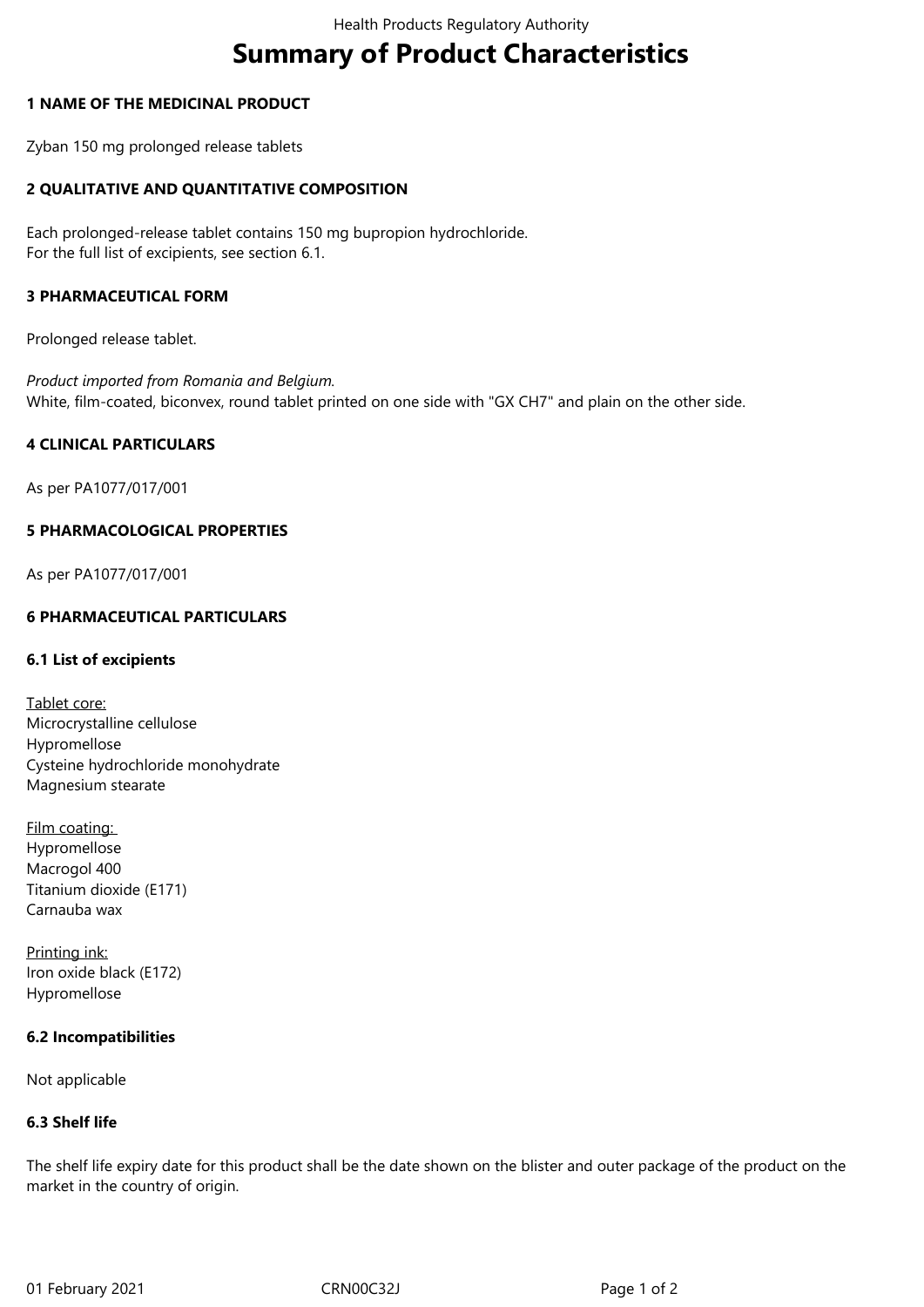# Summary of Product Characteristics

## 1 NAME OF THE MEDICINAL PRODUCT

Zyban 150 mg prolonged release tablets

## 2 QUALITATIVE AND QUANTITATIVE COMPOSITION

Each prolonged-release tablet contains 150 mg bupropion hydrochloride.
For the full list of excipients, see section 6.1.

## 3 PHARMACEUTICAL FORM

Prolonged release tablet.

*Product imported from Romania and Belgium.*
White, film-coated, biconvex, round tablet printed on one side with "GX CH7" and plain on the other side.

## 4 CLINICAL PARTICULARS

As per PA1077/017/001

## 5 PHARMACOLOGICAL PROPERTIES

As per PA1077/017/001

## 6 PHARMACEUTICAL PARTICULARS

### 6.1 List of excipients

Tablet core:
Microcrystalline cellulose
Hypromellose
Cysteine hydrochloride monohydrate
Magnesium stearate

Film coating:
Hypromellose
Macrogol 400
Titanium dioxide (E171)
Carnauba wax

Printing ink:
Iron oxide black (E172)
Hypromellose

### 6.2 Incompatibilities

Not applicable

### 6.3 Shelf life

The shelf life expiry date for this product shall be the date shown on the blister and outer package of the product on the market in the country of origin.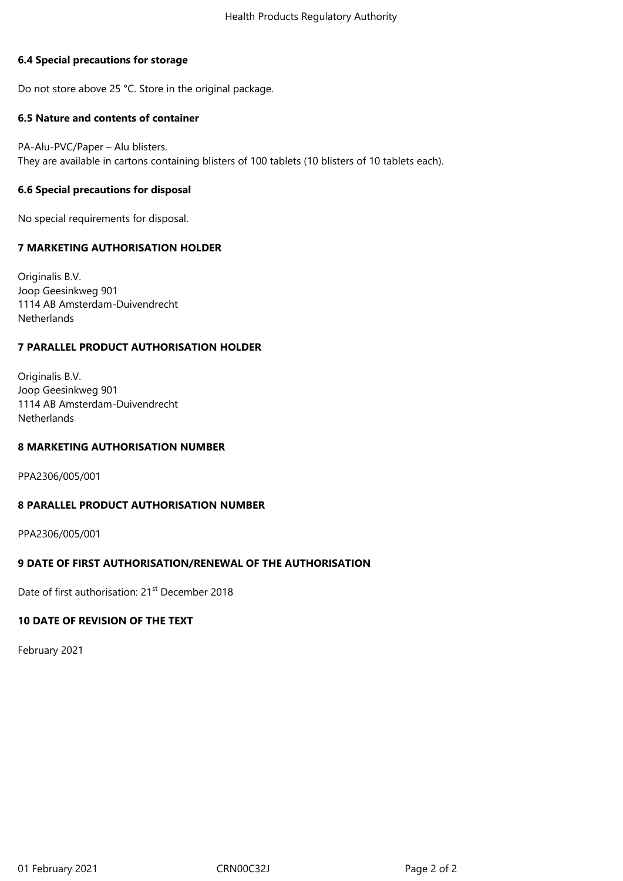### 6.4 Special precautions for storage

Do not store above 25 °C. Store in the original package.

### 6.5 Nature and contents of container

PA-Alu-PVC/Paper – Alu blisters.
They are available in cartons containing blisters of 100 tablets (10 blisters of 10 tablets each).

### 6.6 Special precautions for disposal

No special requirements for disposal.

## 7 MARKETING AUTHORISATION HOLDER

Originalis B.V.
Joop Geesinkweg 901
1114 AB Amsterdam-Duivendrecht
Netherlands

## 7 PARALLEL PRODUCT AUTHORISATION HOLDER

Originalis B.V.
Joop Geesinkweg 901
1114 AB Amsterdam-Duivendrecht
Netherlands

## 8 MARKETING AUTHORISATION NUMBER

PPA2306/005/001

## 8 PARALLEL PRODUCT AUTHORISATION NUMBER

PPA2306/005/001

## 9 DATE OF FIRST AUTHORISATION/RENEWAL OF THE AUTHORISATION

Date of first authorisation: 21st December 2018

## 10 DATE OF REVISION OF THE TEXT

February 2021